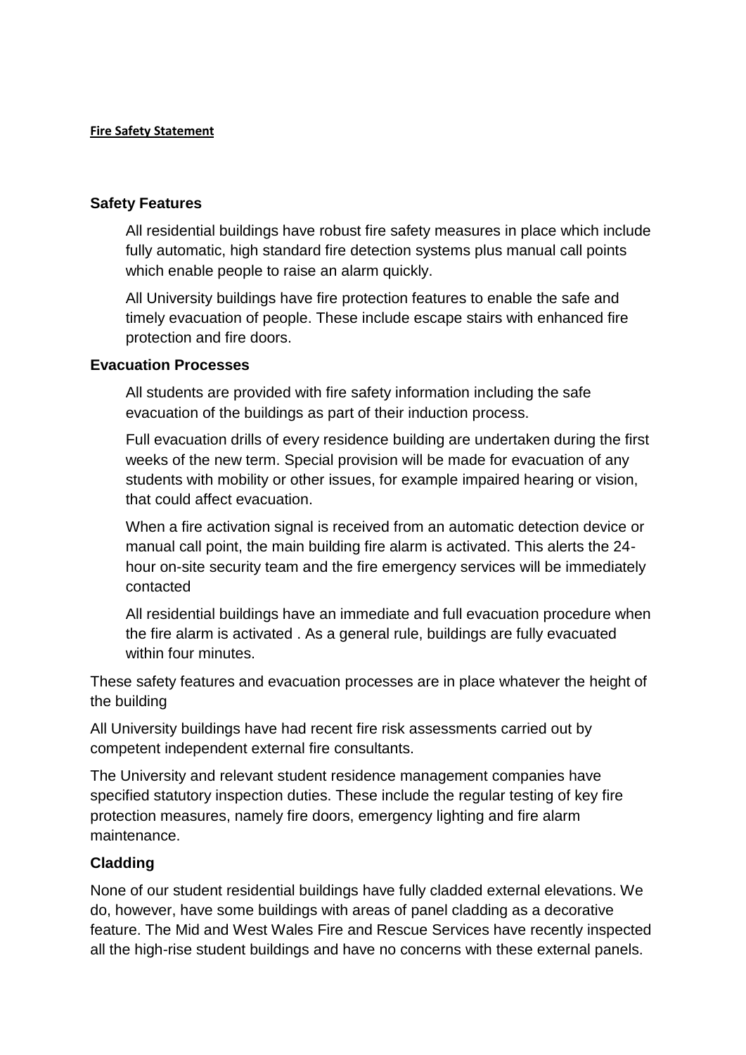**Fire Safety Statement**

## Safety Features

All residential buildings have robust fire safety measures in place which include fully automatic, high standard fire detection systems plus manual call points which enable people to raise an alarm quickly.

All University buildings have fire protection features to enable the safe and timely evacuation of people. These include escape stairs with enhanced fire protection and fire doors.

## Evacuation Processes

All students are provided with fire safety information including the safe evacuation of the buildings as part of their induction process.

Full evacuation drills of every residence building are undertaken during the first weeks of the new term. Special provision will be made for evacuation of any students with mobility or other issues, for example impaired hearing or vision, that could affect evacuation.

When a fire activation signal is received from an automatic detection device or manual call point, the main building fire alarm is activated. This alerts the 24-hour on-site security team and the fire emergency services will be immediately contacted

All residential buildings have an immediate and full evacuation procedure when the fire alarm is activated . As a general rule, buildings are fully evacuated within four minutes.

These safety features and evacuation processes are in place whatever the height of the building

All University buildings have had recent fire risk assessments carried out by competent independent external fire consultants.

The University and relevant student residence management companies have specified statutory inspection duties. These include the regular testing of key fire protection measures, namely fire doors, emergency lighting and fire alarm maintenance.

## Cladding

None of our student residential buildings have fully cladded external elevations. We do, however, have some buildings with areas of panel cladding as a decorative feature. The Mid and West Wales Fire and Rescue Services have recently inspected all the high-rise student buildings and have no concerns with these external panels.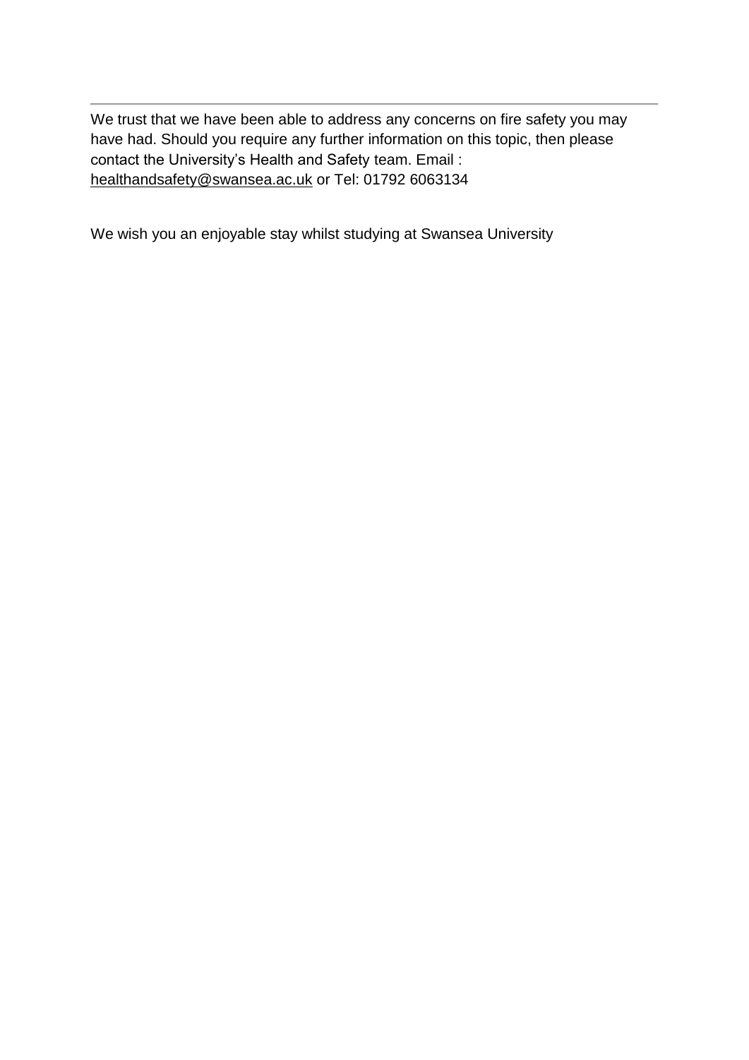---

We trust that we have been able to address any concerns on fire safety you may have had. Should you require any further information on this topic, then please contact the University's Health and Safety team. Email : healthandsafety@swansea.ac.uk or Tel: 01792 6063134

We wish you an enjoyable stay whilst studying at Swansea University